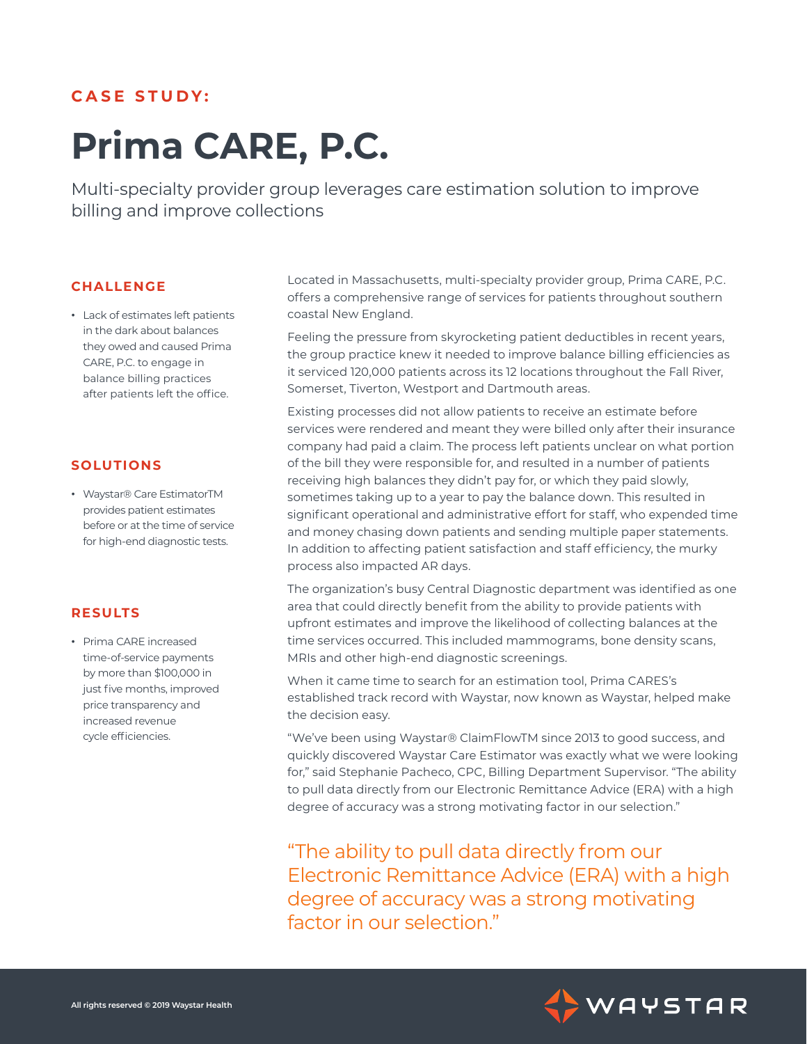CASE STUDY:

# Prima CARE, P.C.

Multi-specialty provider group leverages care estimation solution to improve billing and improve collections

## CHALLENGE

- Lack of estimates left patients in the dark about balances they owed and caused Prima CARE, P.C. to engage in balance billing practices after patients left the office.

## SOLUTIONS

- Waystar® Care EstimatorTM provides patient estimates before or at the time of service for high-end diagnostic tests.

## RESULTS

- Prima CARE increased time-of-service payments by more than $100,000 in just five months, improved price transparency and increased revenue cycle efficiencies.

Located in Massachusetts, multi-specialty provider group, Prima CARE, P.C. offers a comprehensive range of services for patients throughout southern coastal New England.

Feeling the pressure from skyrocketing patient deductibles in recent years, the group practice knew it needed to improve balance billing efficiencies as it serviced 120,000 patients across its 12 locations throughout the Fall River, Somerset, Tiverton, Westport and Dartmouth areas.

Existing processes did not allow patients to receive an estimate before services were rendered and meant they were billed only after their insurance company had paid a claim. The process left patients unclear on what portion of the bill they were responsible for, and resulted in a number of patients receiving high balances they didn't pay for, or which they paid slowly, sometimes taking up to a year to pay the balance down. This resulted in significant operational and administrative effort for staff, who expended time and money chasing down patients and sending multiple paper statements. In addition to affecting patient satisfaction and staff efficiency, the murky process also impacted AR days.

The organization's busy Central Diagnostic department was identified as one area that could directly benefit from the ability to provide patients with upfront estimates and improve the likelihood of collecting balances at the time services occurred. This included mammograms, bone density scans, MRIs and other high-end diagnostic screenings.

When it came time to search for an estimation tool, Prima CARES's established track record with Waystar, now known as Waystar, helped make the decision easy.

"We've been using Waystar® ClaimFlowTM since 2013 to good success, and quickly discovered Waystar Care Estimator was exactly what we were looking for," said Stephanie Pacheco, CPC, Billing Department Supervisor. "The ability to pull data directly from our Electronic Remittance Advice (ERA) with a high degree of accuracy was a strong motivating factor in our selection."

> "The ability to pull data directly from our Electronic Remittance Advice (ERA) with a high degree of accuracy was a strong motivating factor in our selection."

All rights reserved © 2019 Waystar Health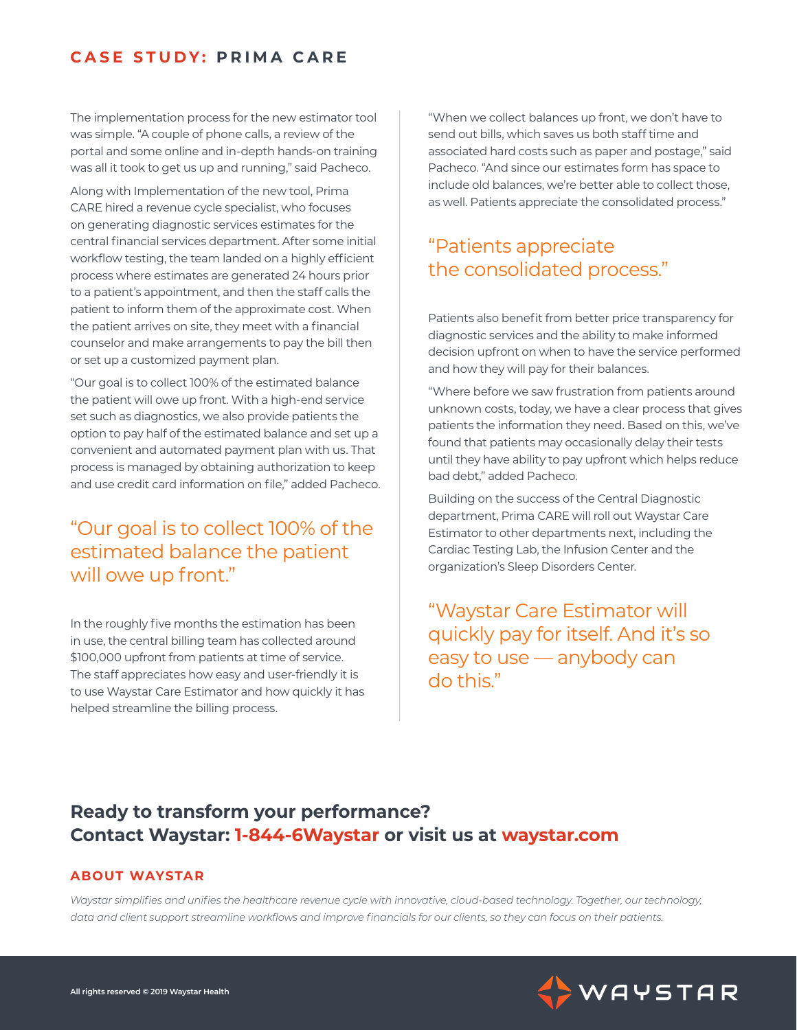# CASE STUDY: PRIMA CARE

The implementation process for the new estimator tool was simple. "A couple of phone calls, a review of the portal and some online and in-depth hands-on training was all it took to get us up and running," said Pacheco.

Along with Implementation of the new tool, Prima CARE hired a revenue cycle specialist, who focuses on generating diagnostic services estimates for the central financial services department. After some initial workflow testing, the team landed on a highly efficient process where estimates are generated 24 hours prior to a patient's appointment, and then the staff calls the patient to inform them of the approximate cost. When the patient arrives on site, they meet with a financial counselor and make arrangements to pay the bill then or set up a customized payment plan.

"Our goal is to collect 100% of the estimated balance the patient will owe up front. With a high-end service set such as diagnostics, we also provide patients the option to pay half of the estimated balance and set up a convenient and automated payment plan with us. That process is managed by obtaining authorization to keep and use credit card information on file," added Pacheco.

> "Our goal is to collect 100% of the estimated balance the patient will owe up front."

In the roughly five months the estimation has been in use, the central billing team has collected around $100,000 upfront from patients at time of service. The staff appreciates how easy and user-friendly it is to use Waystar Care Estimator and how quickly it has helped streamline the billing process.

"When we collect balances up front, we don't have to send out bills, which saves us both staff time and associated hard costs such as paper and postage," said Pacheco. "And since our estimates form has space to include old balances, we're better able to collect those, as well. Patients appreciate the consolidated process."

> "Patients appreciate the consolidated process."

Patients also benefit from better price transparency for diagnostic services and the ability to make informed decision upfront on when to have the service performed and how they will pay for their balances.

"Where before we saw frustration from patients around unknown costs, today, we have a clear process that gives patients the information they need. Based on this, we've found that patients may occasionally delay their tests until they have ability to pay upfront which helps reduce bad debt," added Pacheco.

Building on the success of the Central Diagnostic department, Prima CARE will roll out Waystar Care Estimator to other departments next, including the Cardiac Testing Lab, the Infusion Center and the organization's Sleep Disorders Center.

> "Waystar Care Estimator will quickly pay for itself. And it's so easy to use — anybody can do this."

## Ready to transform your performance?
## Contact Waystar: 1-844-6Waystar or visit us at waystar.com

### ABOUT WAYSTAR

*Waystar simplifies and unifies the healthcare revenue cycle with innovative, cloud-based technology. Together, our technology, data and client support streamline workflows and improve financials for our clients, so they can focus on their patients.*

All rights reserved © 2019 Waystar Health

WAYSTAR